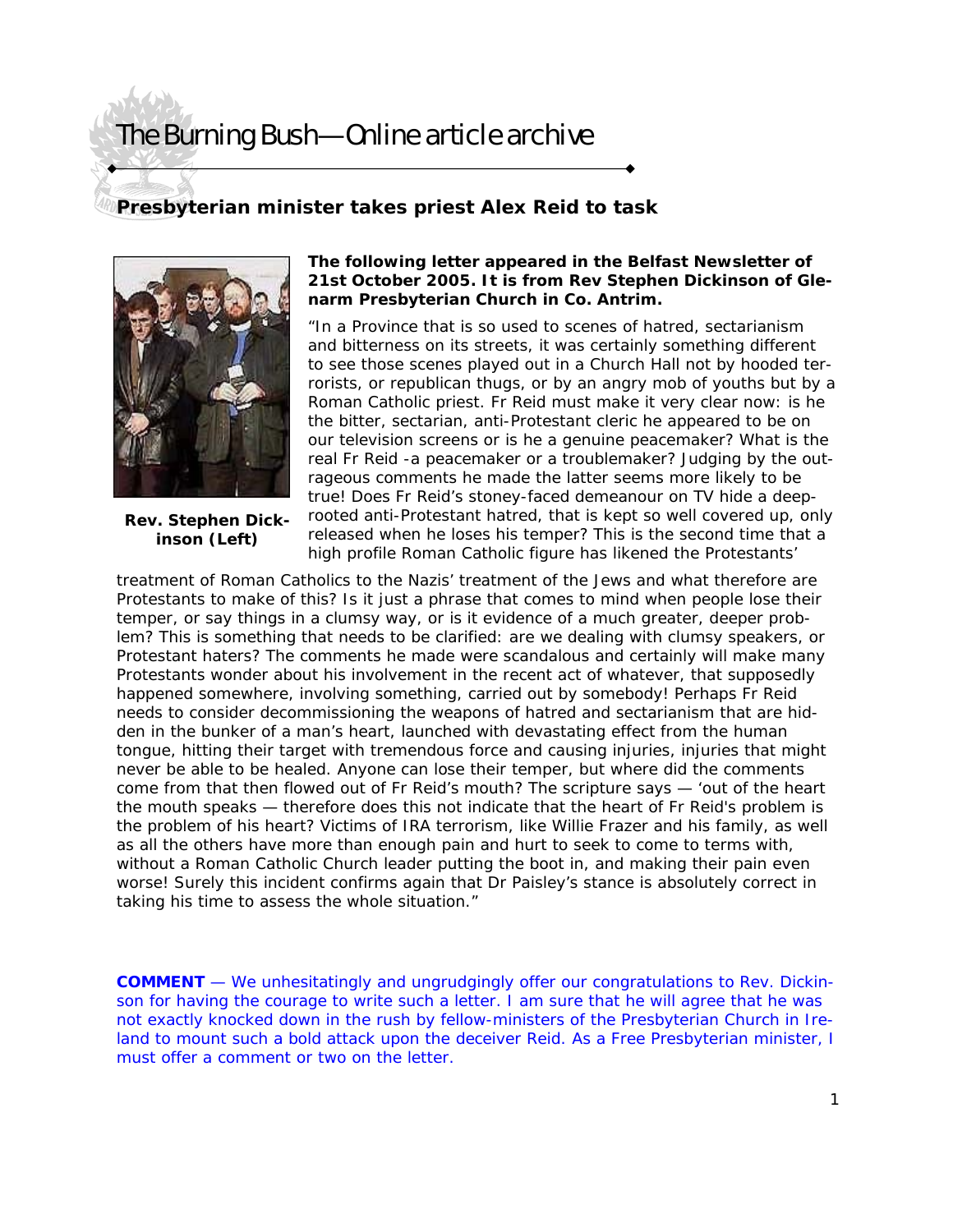# The Burning Bush—Online article archive

## Presbyterian minister takes priest Alex Reid to task

Rev. Stephen Dickinson (Left)

**The following letter appeared in the Belfast Newsletter of 21st October 2005. It is from Rev Stephen Dickinson of Glenarm Presbyterian Church in Co. Antrim.**

"In a Province that is so used to scenes of hatred, sectarianism and bitterness on its streets, it was certainly something different to see those scenes played out in a Church Hall not by hooded terrorists, or republican thugs, or by an angry mob of youths but by a Roman Catholic priest. Fr Reid must make it very clear now: is he the bitter, sectarian, anti-Protestant cleric he appeared to be on our television screens or is he a genuine peacemaker? What is the real Fr Reid -a peacemaker or a troublemaker? Judging by the outrageous comments he made the latter seems more likely to be true! Does Fr Reid's stoney-faced demeanour on TV hide a deep-rooted anti-Protestant hatred, that is kept so well covered up, only released when he loses his temper? This is the second time that a high profile Roman Catholic figure has likened the Protestants' treatment of Roman Catholics to the Nazis' treatment of the Jews and what therefore are Protestants to make of this? Is it just a phrase that comes to mind when people lose their temper, or say things in a clumsy way, or is it evidence of a much greater, deeper problem? This is something that needs to be clarified: are we dealing with clumsy speakers, or Protestant haters? The comments he made were scandalous and certainly will make many Protestants wonder about his involvement in the recent act of whatever, that supposedly happened somewhere, involving something, carried out by somebody! Perhaps Fr Reid needs to consider decommissioning the weapons of hatred and sectarianism that are hidden in the bunker of a man's heart, launched with devastating effect from the human tongue, hitting their target with tremendous force and causing injuries, injuries that might never be able to be healed. Anyone can lose their temper, but where did the comments come from that then flowed out of Fr Reid's mouth? The scripture says — 'out of the heart the mouth speaks — therefore does this not indicate that the heart of Fr Reid's problem is the problem of his heart? Victims of IRA terrorism, like Willie Frazer and his family, as well as all the others have more than enough pain and hurt to seek to come to terms with, without a Roman Catholic Church leader putting the boot in, and making their pain even worse! Surely this incident confirms again that Dr Paisley's stance is absolutely correct in taking his time to assess the whole situation."

**COMMENT** — We unhesitatingly and ungrudgingly offer our congratulations to Rev. Dickinson for having the courage to write such a letter. I am sure that he will agree that he was not exactly knocked down in the rush by fellow-ministers of the Presbyterian Church in Ireland to mount such a bold attack upon the deceiver Reid. As a Free Presbyterian minister, I must offer a comment or two on the letter.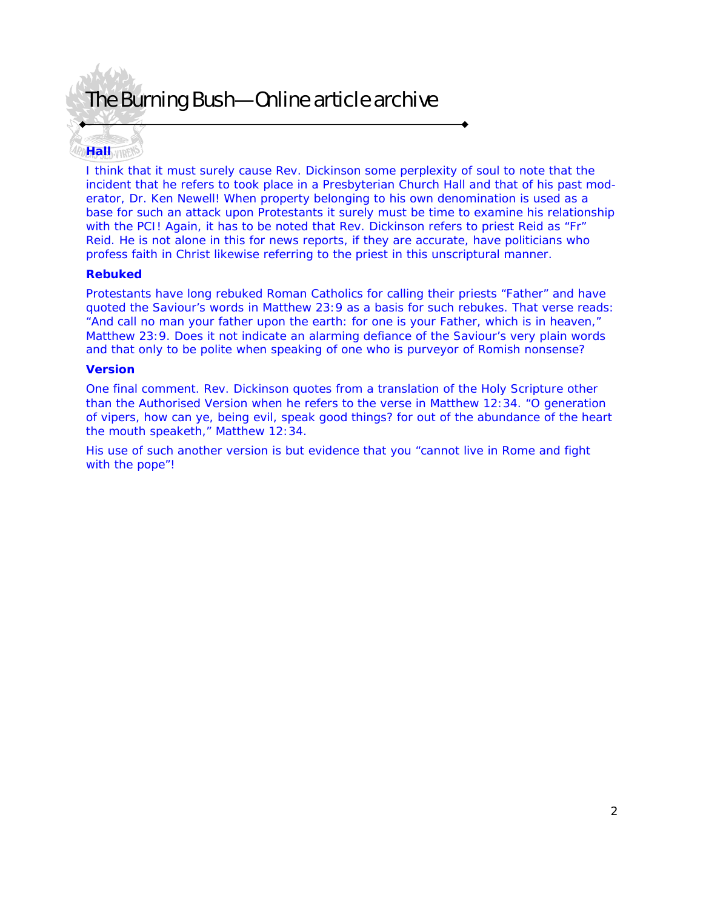### Hall

I think that it must surely cause Rev. Dickinson some perplexity of soul to note that the incident that he refers to took place in a Presbyterian Church Hall and that of his past moderator, Dr. Ken Newell! When property belonging to his own denomination is used as a base for such an attack upon Protestants it surely must be time to examine his relationship with the PCI! Again, it has to be noted that Rev. Dickinson refers to priest Reid as "Fr" Reid. He is not alone in this for news reports, if they are accurate, have politicians who profess faith in Christ likewise referring to the priest in this unscriptural manner.

### Rebuked

Protestants have long rebuked Roman Catholics for calling their priests "Father" and have quoted the Saviour's words in Matthew 23:9 as a basis for such rebukes. That verse reads: "And call no man your father upon the earth: for one is your Father, which is in heaven," Matthew 23:9. Does it not indicate an alarming defiance of the Saviour's very plain words and that only to be polite when speaking of one who is purveyor of Romish nonsense?

### Version

One final comment. Rev. Dickinson quotes from a translation of the Holy Scripture other than the Authorised Version when he refers to the verse in Matthew 12:34. "O generation of vipers, how can ye, being evil, speak good things? for out of the abundance of the heart the mouth speaketh," Matthew 12:34.

His use of such another version is but evidence that you "cannot live in Rome and fight with the pope"!